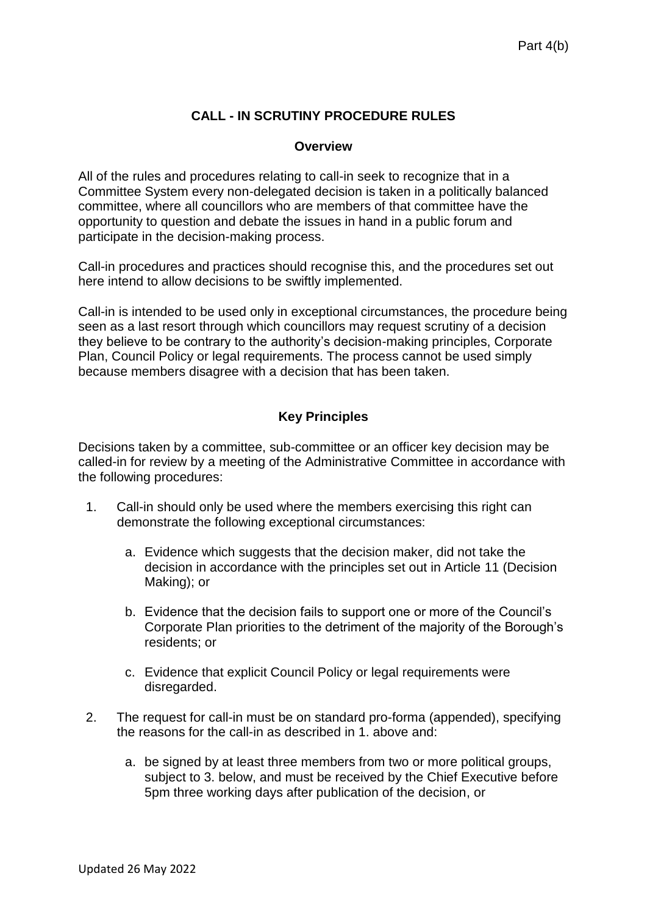## CALL - IN SCRUTINY PROCEDURE RULES

### Overview

All of the rules and procedures relating to call-in seek to recognize that in a Committee System every non-delegated decision is taken in a politically balanced committee, where all councillors who are members of that committee have the opportunity to question and debate the issues in hand in a public forum and participate in the decision-making process.

Call-in procedures and practices should recognise this, and the procedures set out here intend to allow decisions to be swiftly implemented.

Call-in is intended to be used only in exceptional circumstances, the procedure being seen as a last resort through which councillors may request scrutiny of a decision they believe to be contrary to the authority's decision-making principles, Corporate Plan, Council Policy or legal requirements. The process cannot be used simply because members disagree with a decision that has been taken.

### Key Principles

Decisions taken by a committee, sub-committee or an officer key decision may be called-in for review by a meeting of the Administrative Committee in accordance with the following procedures:

1. Call-in should only be used where the members exercising this right can demonstrate the following exceptional circumstances:

   a. Evidence which suggests that the decision maker, did not take the decision in accordance with the principles set out in Article 11 (Decision Making); or

   b. Evidence that the decision fails to support one or more of the Council's Corporate Plan priorities to the detriment of the majority of the Borough's residents; or

   c. Evidence that explicit Council Policy or legal requirements were disregarded.

2. The request for call-in must be on standard pro-forma (appended), specifying the reasons for the call-in as described in 1. above and:

   a. be signed by at least three members from two or more political groups, subject to 3. below, and must be received by the Chief Executive before 5pm three working days after publication of the decision, or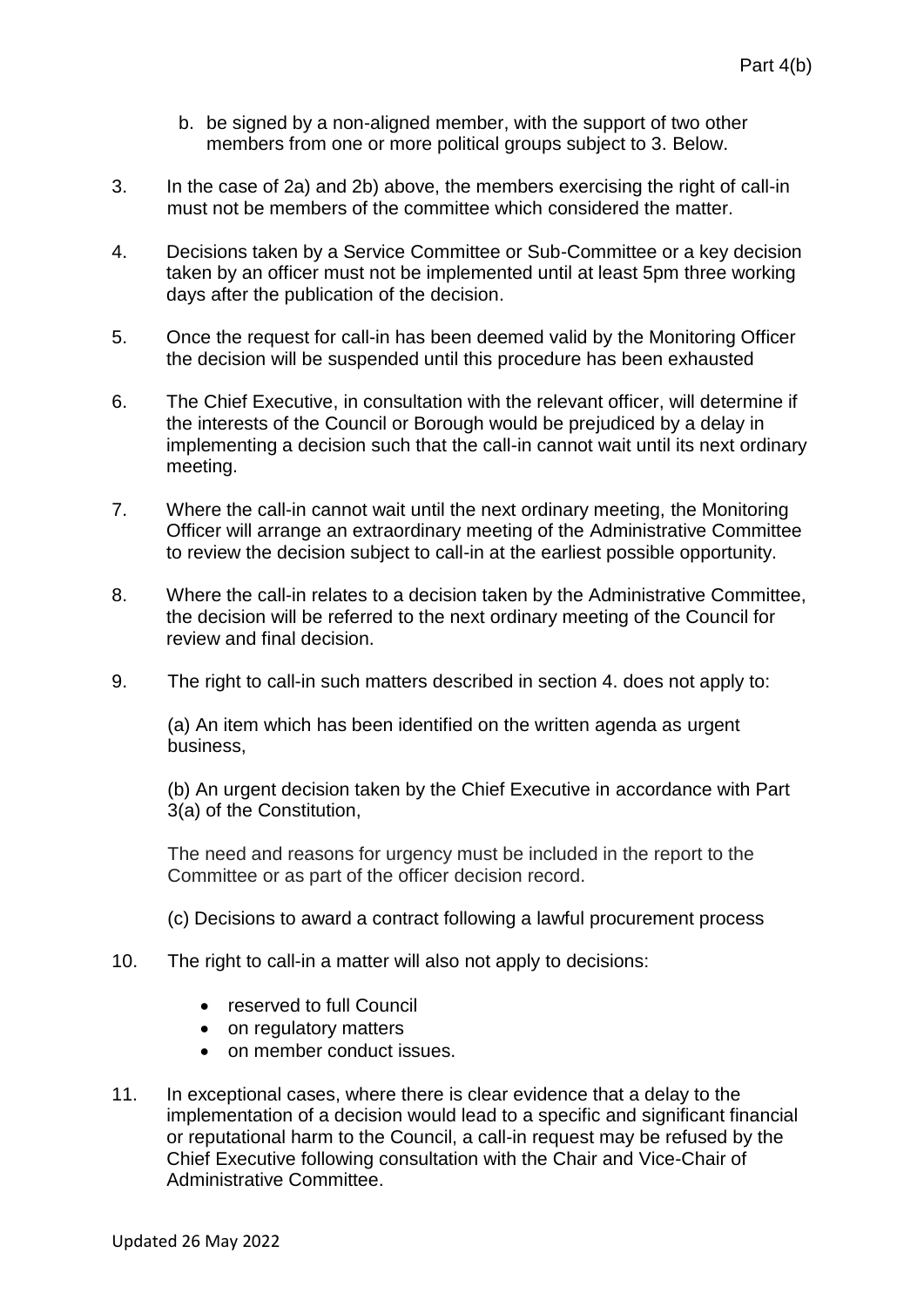b. be signed by a non-aligned member, with the support of two other members from one or more political groups subject to 3. Below.

3. In the case of 2a) and 2b) above, the members exercising the right of call-in must not be members of the committee which considered the matter.

4. Decisions taken by a Service Committee or Sub-Committee or a key decision taken by an officer must not be implemented until at least 5pm three working days after the publication of the decision.

5. Once the request for call-in has been deemed valid by the Monitoring Officer the decision will be suspended until this procedure has been exhausted

6. The Chief Executive, in consultation with the relevant officer, will determine if the interests of the Council or Borough would be prejudiced by a delay in implementing a decision such that the call-in cannot wait until its next ordinary meeting.

7. Where the call-in cannot wait until the next ordinary meeting, the Monitoring Officer will arrange an extraordinary meeting of the Administrative Committee to review the decision subject to call-in at the earliest possible opportunity.

8. Where the call-in relates to a decision taken by the Administrative Committee, the decision will be referred to the next ordinary meeting of the Council for review and final decision.

9. The right to call-in such matters described in section 4. does not apply to:

   (a) An item which has been identified on the written agenda as urgent business,

   (b) An urgent decision taken by the Chief Executive in accordance with Part 3(a) of the Constitution,

   The need and reasons for urgency must be included in the report to the Committee or as part of the officer decision record.

   (c) Decisions to award a contract following a lawful procurement process

10. The right to call-in a matter will also not apply to decisions:

    - reserved to full Council
    - on regulatory matters
    - on member conduct issues.

11. In exceptional cases, where there is clear evidence that a delay to the implementation of a decision would lead to a specific and significant financial or reputational harm to the Council, a call-in request may be refused by the Chief Executive following consultation with the Chair and Vice-Chair of Administrative Committee.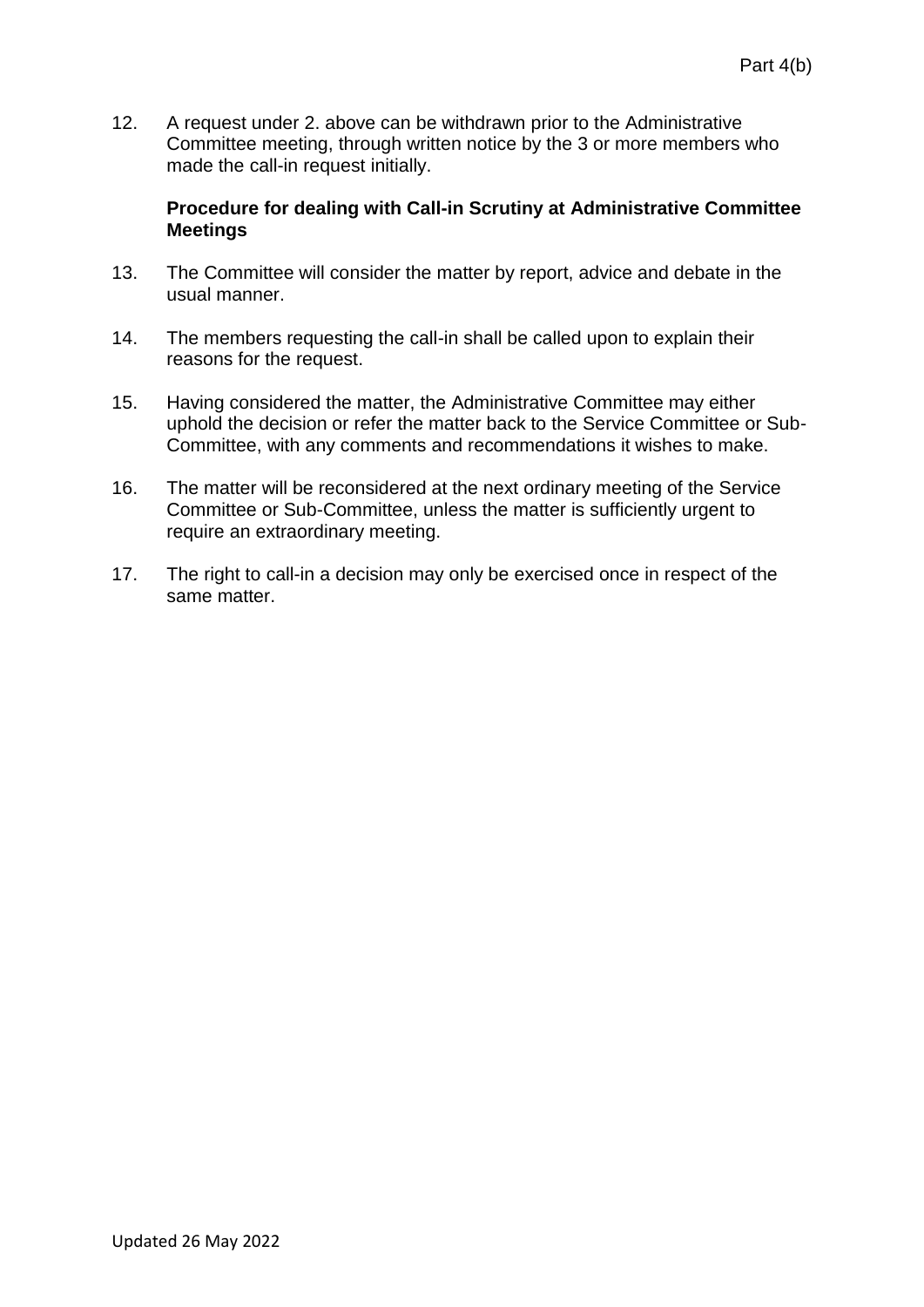12. A request under 2. above can be withdrawn prior to the Administrative Committee meeting, through written notice by the 3 or more members who made the call-in request initially.

**Procedure for dealing with Call-in Scrutiny at Administrative Committee Meetings**

13. The Committee will consider the matter by report, advice and debate in the usual manner.

14. The members requesting the call-in shall be called upon to explain their reasons for the request.

15. Having considered the matter, the Administrative Committee may either uphold the decision or refer the matter back to the Service Committee or Sub-Committee, with any comments and recommendations it wishes to make.

16. The matter will be reconsidered at the next ordinary meeting of the Service Committee or Sub-Committee, unless the matter is sufficiently urgent to require an extraordinary meeting.

17. The right to call-in a decision may only be exercised once in respect of the same matter.